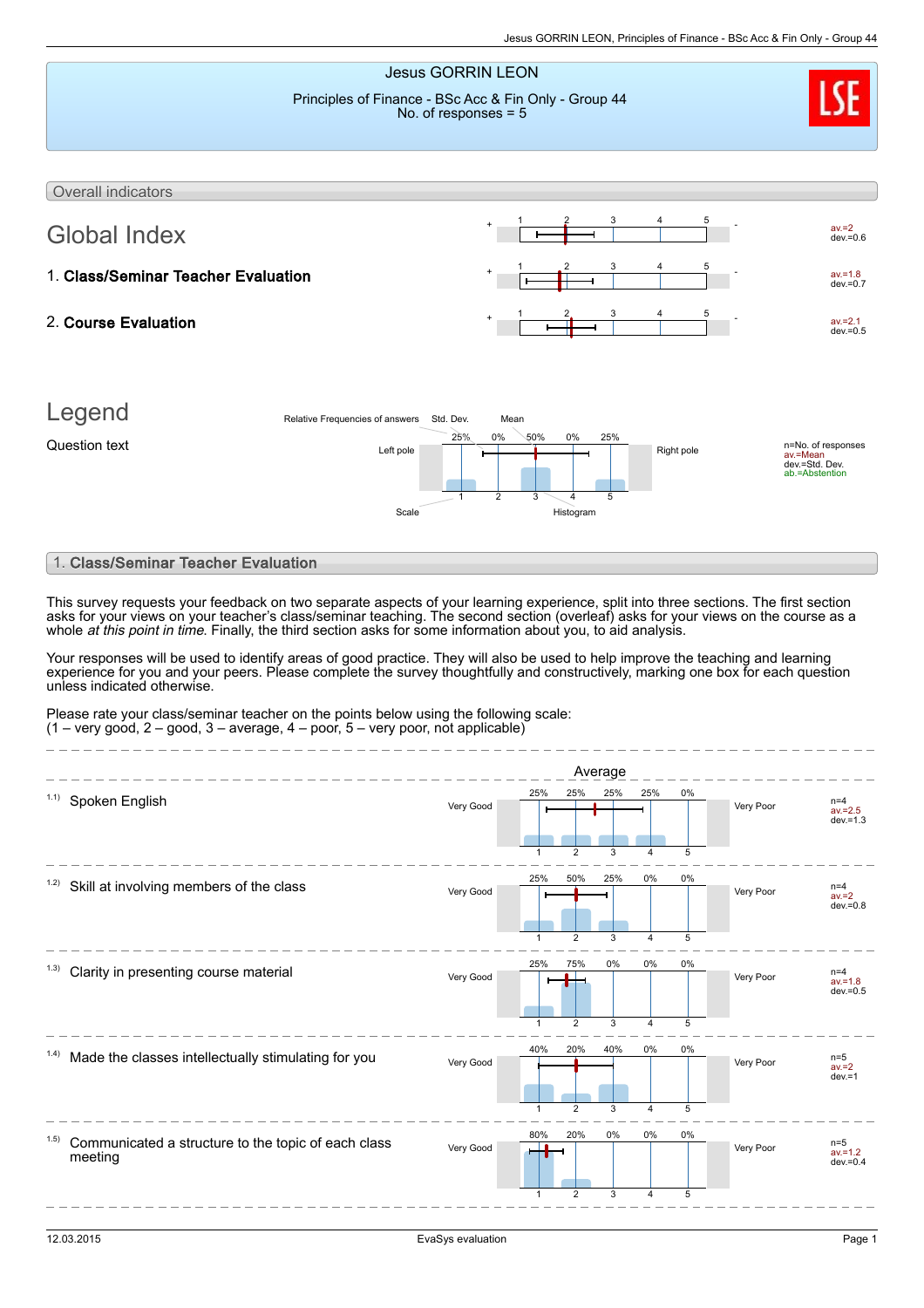# Jesus GORRIN LEON

Principles of Finance - BSc Acc & Fin Only - Group 44
No. of responses = 5

## Overall indicators

### Global Index

av.=2
dev.=0.6

**1. Class/Seminar Teacher Evaluation**

av.=1.8
dev.=0.7

**2. Course Evaluation**

av.=2.1
dev.=0.5

### Legend

Question text

Relative Frequencies of answers — Std. Dev. — Mean

| | 1 | 2 | 3 | 4 | 5 | |
|---|---|---|---|---|---|---|
| Left pole | 25% | 0% | 50% | 0% | 25% | Right pole |

Scale — Histogram

n=No. of responses
av.=Mean
dev.=Std. Dev.
ab.=Abstention

## 1. Class/Seminar Teacher Evaluation

This survey requests your feedback on two separate aspects of your learning experience, split into three sections. The first section asks for your views on your teacher's class/seminar teaching. The second section (overleaf) asks for your views on the course as a whole *at this point in time*. Finally, the third section asks for some information about you, to aid analysis.

Your responses will be used to identify areas of good practice. They will also be used to help improve the teaching and learning experience for you and your peers. Please complete the survey thoughtfully and constructively, marking one box for each question unless indicated otherwise.

Please rate your class/seminar teacher on the points below using the following scale:
(1 – very good, 2 – good, 3 – average, 4 – poor, 5 – very poor, not applicable)

Average

| Question | Left pole | 1 | 2 | 3 | 4 | 5 | Right pole | Statistics |
|---|---|---|---|---|---|---|---|---|
| 1.1) Spoken English | Very Good | 25% | 25% | 25% | 25% | 0% | Very Poor | n=4, av.=2.5, dev.=1.3 |
| 1.2) Skill at involving members of the class | Very Good | 25% | 50% | 25% | 0% | 0% | Very Poor | n=4, av.=2, dev.=0.8 |
| 1.3) Clarity in presenting course material | Very Good | 25% | 75% | 0% | 0% | 0% | Very Poor | n=4, av.=1.8, dev.=0.5 |
| 1.4) Made the classes intellectually stimulating for you | Very Good | 40% | 20% | 40% | 0% | 0% | Very Poor | n=5, av.=2, dev.=1 |
| 1.5) Communicated a structure to the topic of each class meeting | Very Good | 80% | 20% | 0% | 0% | 0% | Very Poor | n=5, av.=1.2, dev.=0.4 |

12.03.2015 — EvaSys evaluation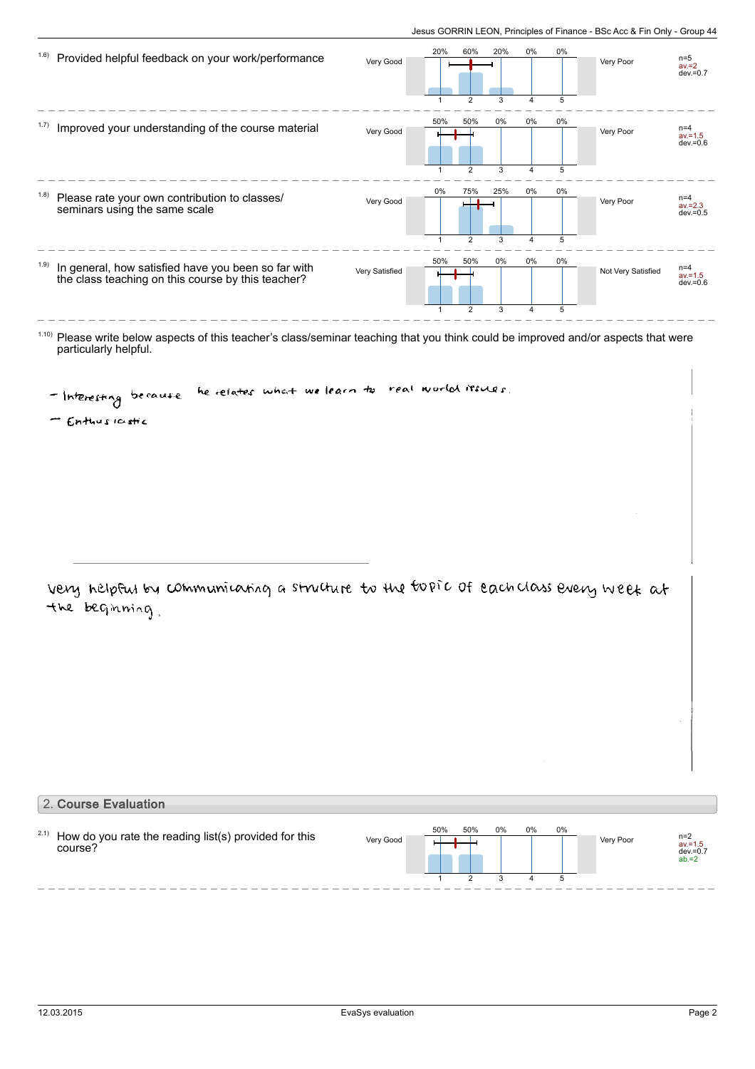1.6) Provided helpful feedback on your work/performance

| Very Good | 1 | 2 | 3 | 4 | 5 | Very Poor | |
|---|---|---|---|---|---|---|---|
| | 20% | 60% | 20% | 0% | 0% | | n=5<br>av.=2<br>dev.=0.7 |

1.7) Improved your understanding of the course material

| Very Good | 1 | 2 | 3 | 4 | 5 | Very Poor | |
|---|---|---|---|---|---|---|---|
| | 50% | 50% | 0% | 0% | 0% | | n=4<br>av.=1.5<br>dev.=0.6 |

1.8) Please rate your own contribution to classes/ seminars using the same scale

| Very Good | 1 | 2 | 3 | 4 | 5 | Very Poor | |
|---|---|---|---|---|---|---|---|
| | 0% | 75% | 25% | 0% | 0% | | n=4<br>av.=2.3<br>dev.=0.5 |

1.9) In general, how satisfied have you been so far with the class teaching on this course by this teacher?

| Very Satisfied | 1 | 2 | 3 | 4 | 5 | Not Very Satisfied | |
|---|---|---|---|---|---|---|---|
| | 50% | 50% | 0% | 0% | 0% | | n=4<br>av.=1.5<br>dev.=0.6 |

1.10) Please write below aspects of this teacher's class/seminar teaching that you think could be improved and/or aspects that were particularly helpful.

- Interesting because he relates what we learn to real world issues.
- Enthusiastic

---

very helpful by communicating a structure to the topic of each class every week at the beginning.

## 2. Course Evaluation

2.1) How do you rate the reading list(s) provided for this course?

| Very Good | 1 | 2 | 3 | 4 | 5 | Very Poor | |
|---|---|---|---|---|---|---|---|
| | 50% | 50% | 0% | 0% | 0% | | n=2<br>av.=1.5<br>dev.=0.7<br>ab.=2 |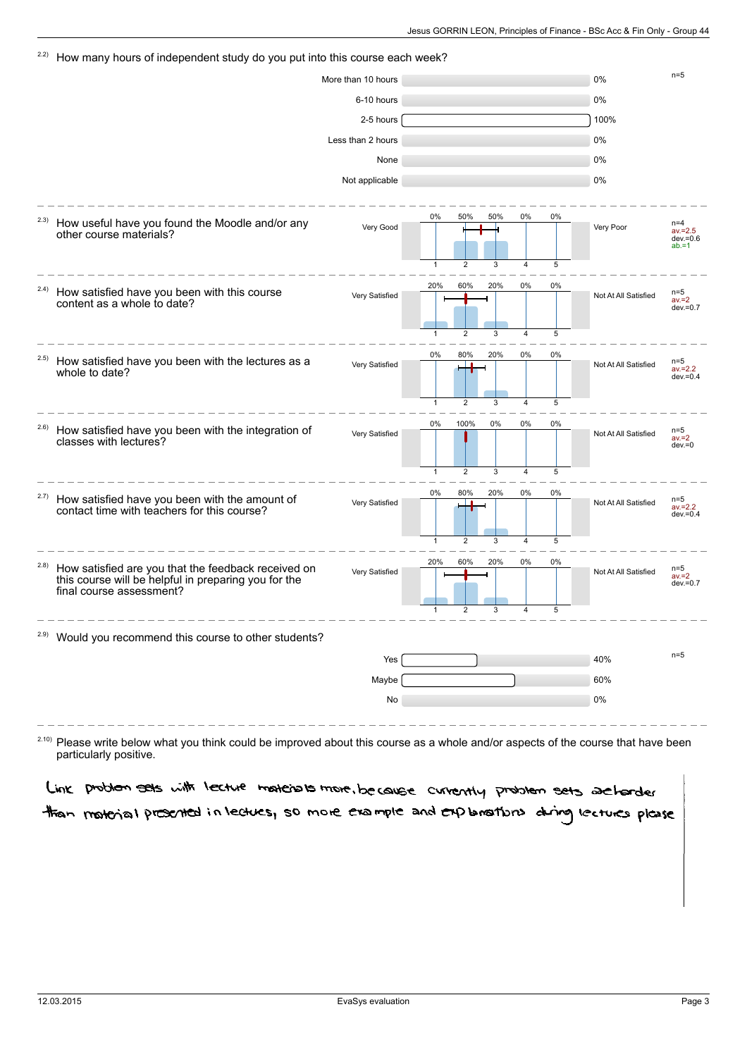2.2) How many hours of independent study do you put into this course each week?

| Response | % |
|---|---|
| More than 10 hours | 0% |
| 6-10 hours | 0% |
| 2-5 hours | 100% |
| Less than 2 hours | 0% |
| None | 0% |
| Not applicable | 0% |

n=5

---

2.3) How useful have you found the Moodle and/or any other course materials?

| Very Good | 1 | 2 | 3 | 4 | 5 | Very Poor |
|---|---|---|---|---|---|---|
| | 0% | 50% | 50% | 0% | 0% | |

n=4, av.=2.5, dev.=0.6, ab.=1

---

2.4) How satisfied have you been with this course content as a whole to date?

| Very Satisfied | 1 | 2 | 3 | 4 | 5 | Not At All Satisfied |
|---|---|---|---|---|---|---|
| | 20% | 60% | 20% | 0% | 0% | |

n=5, av.=2, dev.=0.7

---

2.5) How satisfied have you been with the lectures as a whole to date?

| Very Satisfied | 1 | 2 | 3 | 4 | 5 | Not At All Satisfied |
|---|---|---|---|---|---|---|
| | 0% | 80% | 20% | 0% | 0% | |

n=5, av.=2.2, dev.=0.4

---

2.6) How satisfied have you been with the integration of classes with lectures?

| Very Satisfied | 1 | 2 | 3 | 4 | 5 | Not At All Satisfied |
|---|---|---|---|---|---|---|
| | 0% | 100% | 0% | 0% | 0% | |

n=5, av.=2, dev.=0

---

2.7) How satisfied have you been with the amount of contact time with teachers for this course?

| Very Satisfied | 1 | 2 | 3 | 4 | 5 | Not At All Satisfied |
|---|---|---|---|---|---|---|
| | 0% | 80% | 20% | 0% | 0% | |

n=5, av.=2.2, dev.=0.4

---

2.8) How satisfied are you that the feedback received on this course will be helpful in preparing you for the final course assessment?

| Very Satisfied | 1 | 2 | 3 | 4 | 5 | Not At All Satisfied |
|---|---|---|---|---|---|---|
| | 20% | 60% | 20% | 0% | 0% | |

n=5, av.=2, dev.=0.7

---

2.9) Would you recommend this course to other students?

| Response | % |
|---|---|
| Yes | 40% |
| Maybe | 60% |
| No | 0% |

n=5

---

2.10) Please write below what you think could be improved about this course as a whole and/or aspects of the course that have been particularly positive.

Link problem sets with lecture materials more, because currently problem sets are harder than material presented in lectures, so more example and explanations during lectures please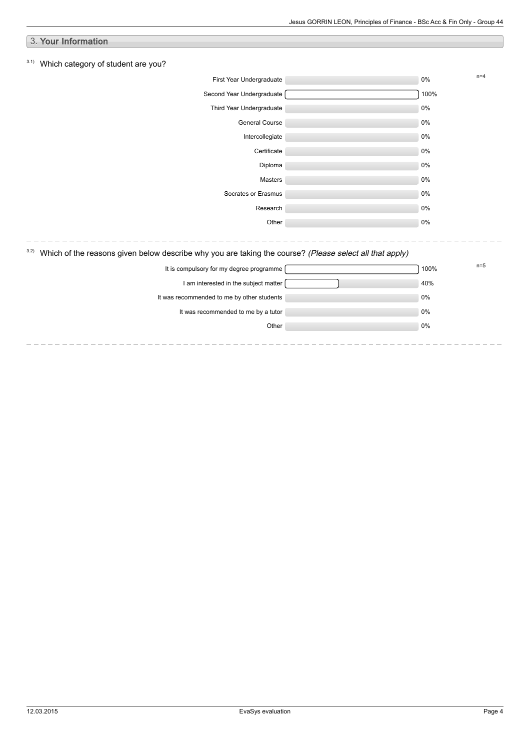## 3. **Your Information**

### 3.1) Which category of student are you?

n=4

| Category | Percentage |
|---|---|
| First Year Undergraduate | 0% |
| Second Year Undergraduate | 100% |
| Third Year Undergraduate | 0% |
| General Course | 0% |
| Intercollegiate | 0% |
| Certificate | 0% |
| Diploma | 0% |
| Masters | 0% |
| Socrates or Erasmus | 0% |
| Research | 0% |
| Other | 0% |

### 3.2) Which of the reasons given below describe why you are taking the course? *(Please select all that apply)*

n=5

| Reason | Percentage |
|---|---|
| It is compulsory for my degree programme | 100% |
| I am interested in the subject matter | 40% |
| It was recommended to me by other students | 0% |
| It was recommended to me by a tutor | 0% |
| Other | 0% |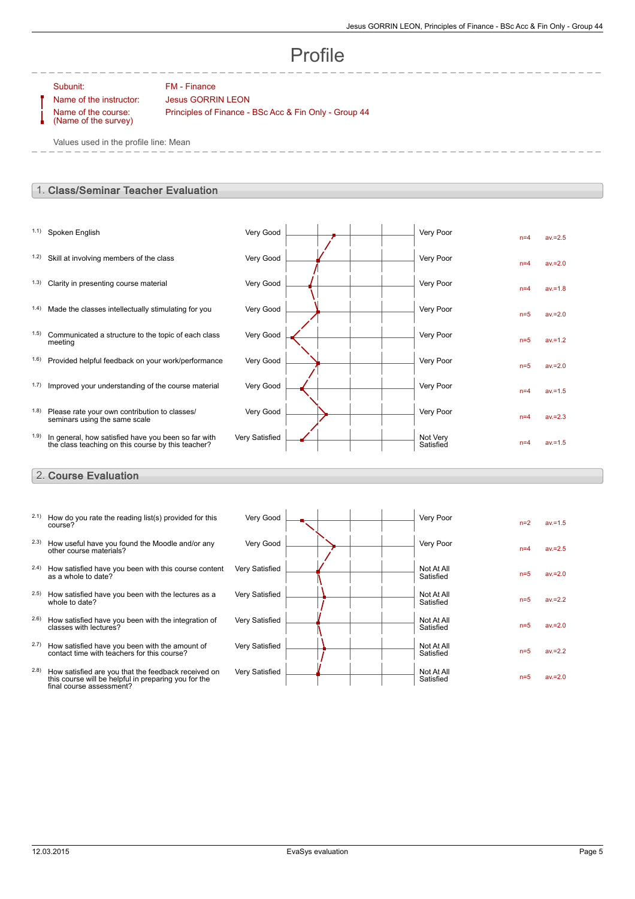# Profile

Subunit: FM - Finance
Name of the instructor: Jesus GORRIN LEON
Name of the course: (Name of the survey) Principles of Finance - BSc Acc & Fin Only - Group 44

Values used in the profile line: Mean

## 1. Class/Seminar Teacher Evaluation

1.1) Spoken English
Very Good — Very Poor
n=4 av.=2.5

1.2) Skill at involving members of the class
Very Good — Very Poor
n=4 av.=2.0

1.3) Clarity in presenting course material
Very Good — Very Poor
n=4 av.=1.8

1.4) Made the classes intellectually stimulating for you
Very Good — Very Poor
n=5 av.=2.0

1.5) Communicated a structure to the topic of each class meeting
Very Good — Very Poor
n=5 av.=1.2

1.6) Provided helpful feedback on your work/performance
Very Good — Very Poor
n=5 av.=2.0

1.7) Improved your understanding of the course material
Very Good — Very Poor
n=4 av.=1.5

1.8) Please rate your own contribution to classes/ seminars using the same scale
Very Good — Very Poor
n=4 av.=2.3

1.9) In general, how satisfied have you been so far with the class teaching on this course by this teacher?
Very Satisfied — Not Very Satisfied
n=4 av.=1.5

## 2. Course Evaluation

2.1) How do you rate the reading list(s) provided for this course?
Very Good — Very Poor
n=2 av.=1.5

2.3) How useful have you found the Moodle and/or any other course materials?
Very Good — Very Poor
n=4 av.=2.5

2.4) How satisfied have you been with this course content as a whole to date?
Very Satisfied — Not At All Satisfied
n=5 av.=2.0

2.5) How satisfied have you been with the lectures as a whole to date?
Very Satisfied — Not At All Satisfied
n=5 av.=2.2

2.6) How satisfied have you been with the integration of classes with lectures?
Very Satisfied — Not At All Satisfied
n=5 av.=2.0

2.7) How satisfied have you been with the amount of contact time with teachers for this course?
Very Satisfied — Not At All Satisfied
n=5 av.=2.2

2.8) How satisfied are you that the feedback received on this course will be helpful in preparing you for the final course assessment?
Very Satisfied — Not At All Satisfied
n=5 av.=2.0